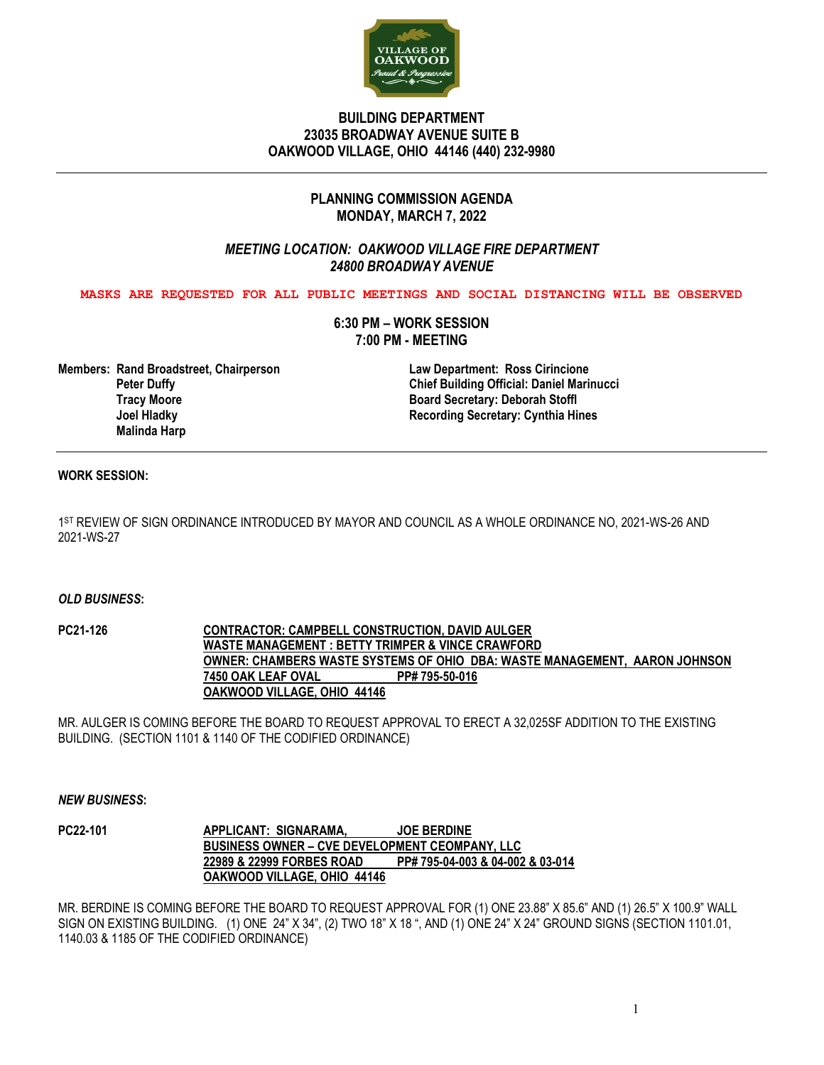**BUILDING DEPARTMENT**
**23035 BROADWAY AVENUE SUITE B**
**OAKWOOD VILLAGE, OHIO 44146 (440) 232-9980**

---

## PLANNING COMMISSION AGENDA
## MONDAY, MARCH 7, 2022

***MEETING LOCATION: OAKWOOD VILLAGE FIRE DEPARTMENT***
***24800 BROADWAY AVENUE***

**MASKS ARE REQUESTED FOR ALL PUBLIC MEETINGS AND SOCIAL DISTANCING WILL BE OBSERVED**

**6:30 PM – WORK SESSION**
**7:00 PM - MEETING**

**Members:** **Rand Broadstreet, Chairperson**
**Peter Duffy**
**Tracy Moore**
**Joel Hladky**
**Malinda Harp**

**Law Department: Ross Cirincione**
**Chief Building Official: Daniel Marinucci**
**Board Secretary: Deborah Stoffl**
**Recording Secretary: Cynthia Hines**

---

**WORK SESSION:**

1ST REVIEW OF SIGN ORDINANCE INTRODUCED BY MAYOR AND COUNCIL AS A WHOLE ORDINANCE NO, 2021-WS-26 AND 2021-WS-27

***OLD BUSINESS*:**

**PC21-126**

**CONTRACTOR: CAMPBELL CONSTRUCTION, DAVID AULGER**
**WASTE MANAGEMENT : BETTY TRIMPER & VINCE CRAWFORD**
**OWNER: CHAMBERS WASTE SYSTEMS OF OHIO DBA: WASTE MANAGEMENT, AARON JOHNSON**
**7450 OAK LEAF OVAL PP# 795-50-016**
**OAKWOOD VILLAGE, OHIO 44146**

MR. AULGER IS COMING BEFORE THE BOARD TO REQUEST APPROVAL TO ERECT A 32,025SF ADDITION TO THE EXISTING BUILDING. (SECTION 1101 & 1140 OF THE CODIFIED ORDINANCE)

***NEW BUSINESS*:**

**PC22-101**

**APPLICANT: SIGNARAMA, JOE BERDINE**
**BUSINESS OWNER – CVE DEVELOPMENT CEOMPANY, LLC**
**22989 & 22999 FORBES ROAD PP# 795-04-003 & 04-002 & 03-014**
**OAKWOOD VILLAGE, OHIO 44146**

MR. BERDINE IS COMING BEFORE THE BOARD TO REQUEST APPROVAL FOR (1) ONE 23.88" X 85.6" AND (1) 26.5" X 100.9" WALL SIGN ON EXISTING BUILDING. (1) ONE 24" X 34", (2) TWO 18" X 18 ", AND (1) ONE 24" X 24" GROUND SIGNS (SECTION 1101.01, 1140.03 & 1185 OF THE CODIFIED ORDINANCE)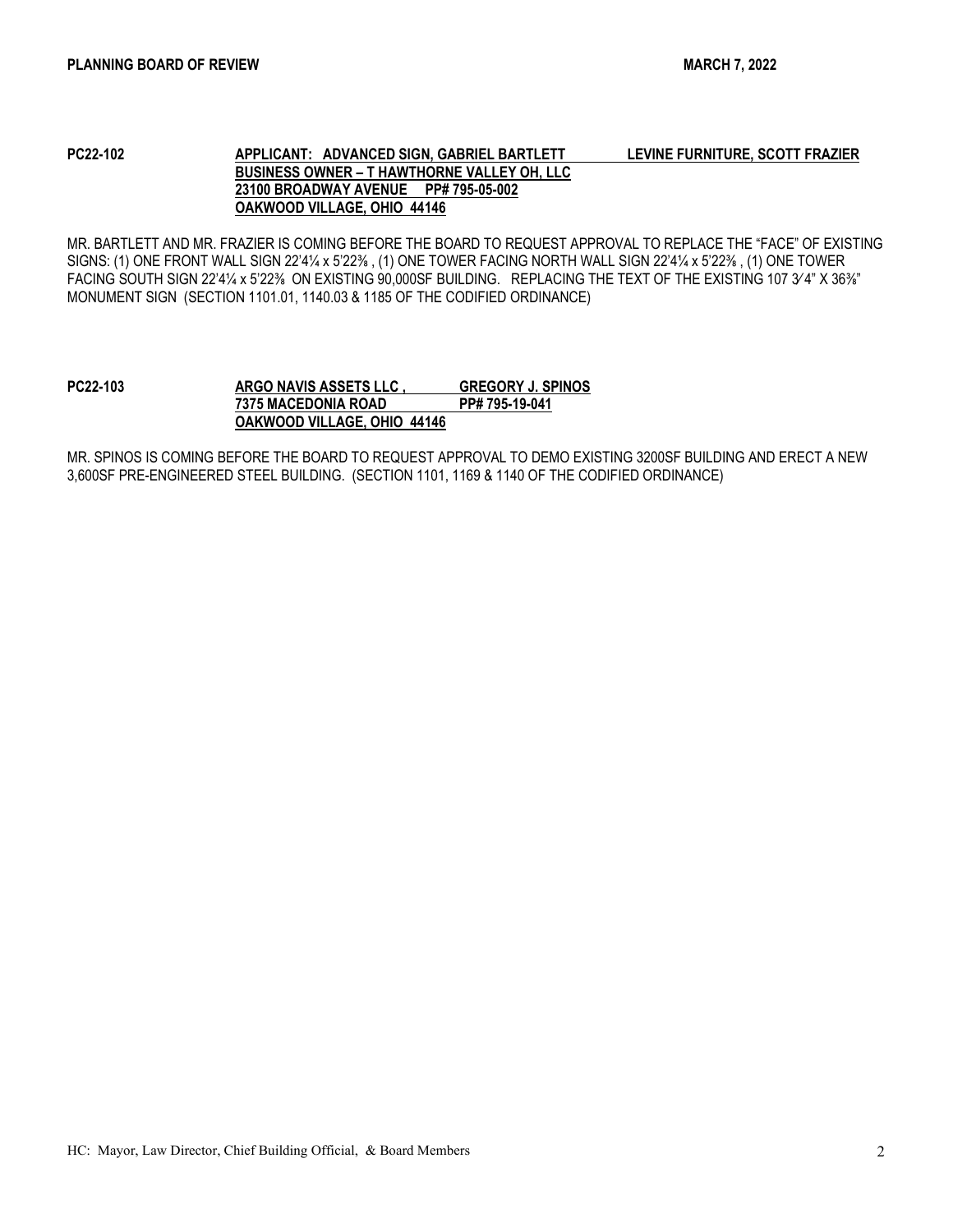**PC22-102** **APPLICANT: ADVANCED SIGN, GABRIEL BARTLETT** **LEVINE FURNITURE, SCOTT FRAZIER**
**BUSINESS OWNER – T HAWTHORNE VALLEY OH, LLC**
**23100 BROADWAY AVENUE PP# 795-05-002**
**OAKWOOD VILLAGE, OHIO 44146**

MR. BARTLETT AND MR. FRAZIER IS COMING BEFORE THE BOARD TO REQUEST APPROVAL TO REPLACE THE "FACE" OF EXISTING SIGNS: (1) ONE FRONT WALL SIGN 22'4¼ x 5'22⅜ , (1) ONE TOWER FACING NORTH WALL SIGN 22'4¼ x 5'22⅜ , (1) ONE TOWER FACING SOUTH SIGN 22'4¼ x 5'22⅜ ON EXISTING 90,000SF BUILDING. REPLACING THE TEXT OF THE EXISTING 107 3⁄4" X 36⅜" MONUMENT SIGN (SECTION 1101.01, 1140.03 & 1185 OF THE CODIFIED ORDINANCE)

**PC22-103** **ARGO NAVIS ASSETS LLC ,** **GREGORY J. SPINOS**
**7375 MACEDONIA ROAD** **PP# 795-19-041**
**OAKWOOD VILLAGE, OHIO 44146**

MR. SPINOS IS COMING BEFORE THE BOARD TO REQUEST APPROVAL TO DEMO EXISTING 3200SF BUILDING AND ERECT A NEW 3,600SF PRE-ENGINEERED STEEL BUILDING. (SECTION 1101, 1169 & 1140 OF THE CODIFIED ORDINANCE)

HC: Mayor, Law Director, Chief Building Official, & Board Members